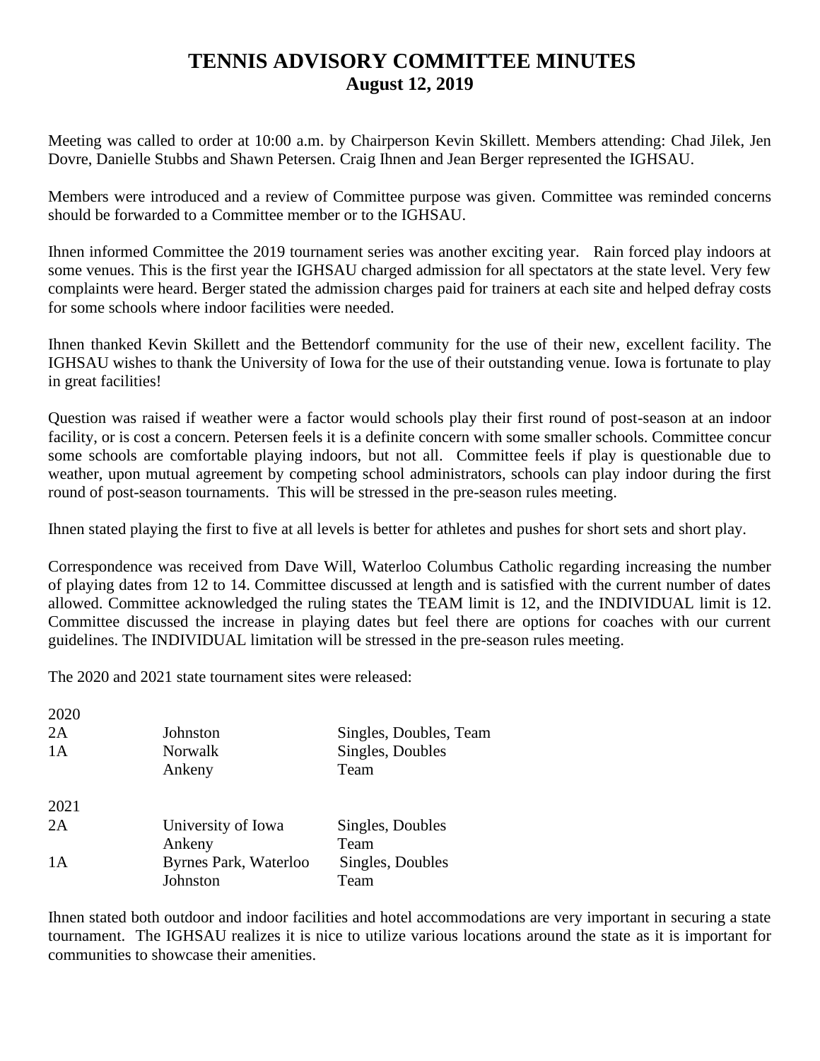# TENNIS ADVISORY COMMITTEE MINUTES
## August 12, 2019

Meeting was called to order at 10:00 a.m. by Chairperson Kevin Skillett. Members attending: Chad Jilek, Jen Dovre, Danielle Stubbs and Shawn Petersen. Craig Ihnen and Jean Berger represented the IGHSAU.

Members were introduced and a review of Committee purpose was given. Committee was reminded concerns should be forwarded to a Committee member or to the IGHSAU.

Ihnen informed Committee the 2019 tournament series was another exciting year. Rain forced play indoors at some venues. This is the first year the IGHSAU charged admission for all spectators at the state level. Very few complaints were heard. Berger stated the admission charges paid for trainers at each site and helped defray costs for some schools where indoor facilities were needed.

Ihnen thanked Kevin Skillett and the Bettendorf community for the use of their new, excellent facility. The IGHSAU wishes to thank the University of Iowa for the use of their outstanding venue. Iowa is fortunate to play in great facilities!

Question was raised if weather were a factor would schools play their first round of post-season at an indoor facility, or is cost a concern. Petersen feels it is a definite concern with some smaller schools. Committee concur some schools are comfortable playing indoors, but not all. Committee feels if play is questionable due to weather, upon mutual agreement by competing school administrators, schools can play indoor during the first round of post-season tournaments. This will be stressed in the pre-season rules meeting.

Ihnen stated playing the first to five at all levels is better for athletes and pushes for short sets and short play.

Correspondence was received from Dave Will, Waterloo Columbus Catholic regarding increasing the number of playing dates from 12 to 14. Committee discussed at length and is satisfied with the current number of dates allowed. Committee acknowledged the ruling states the TEAM limit is 12, and the INDIVIDUAL limit is 12. Committee discussed the increase in playing dates but feel there are options for coaches with our current guidelines. The INDIVIDUAL limitation will be stressed in the pre-season rules meeting.

The 2020 and 2021 state tournament sites were released:

| | | |
|---|---|---|
| 2020 | | |
| 2A | Johnston | Singles, Doubles, Team |
| 1A | Norwalk | Singles, Doubles |
| | Ankeny | Team |
| 2021 | | |
| 2A | University of Iowa | Singles, Doubles |
| | Ankeny | Team |
| 1A | Byrnes Park, Waterloo | Singles, Doubles |
| | Johnston | Team |

Ihnen stated both outdoor and indoor facilities and hotel accommodations are very important in securing a state tournament. The IGHSAU realizes it is nice to utilize various locations around the state as it is important for communities to showcase their amenities.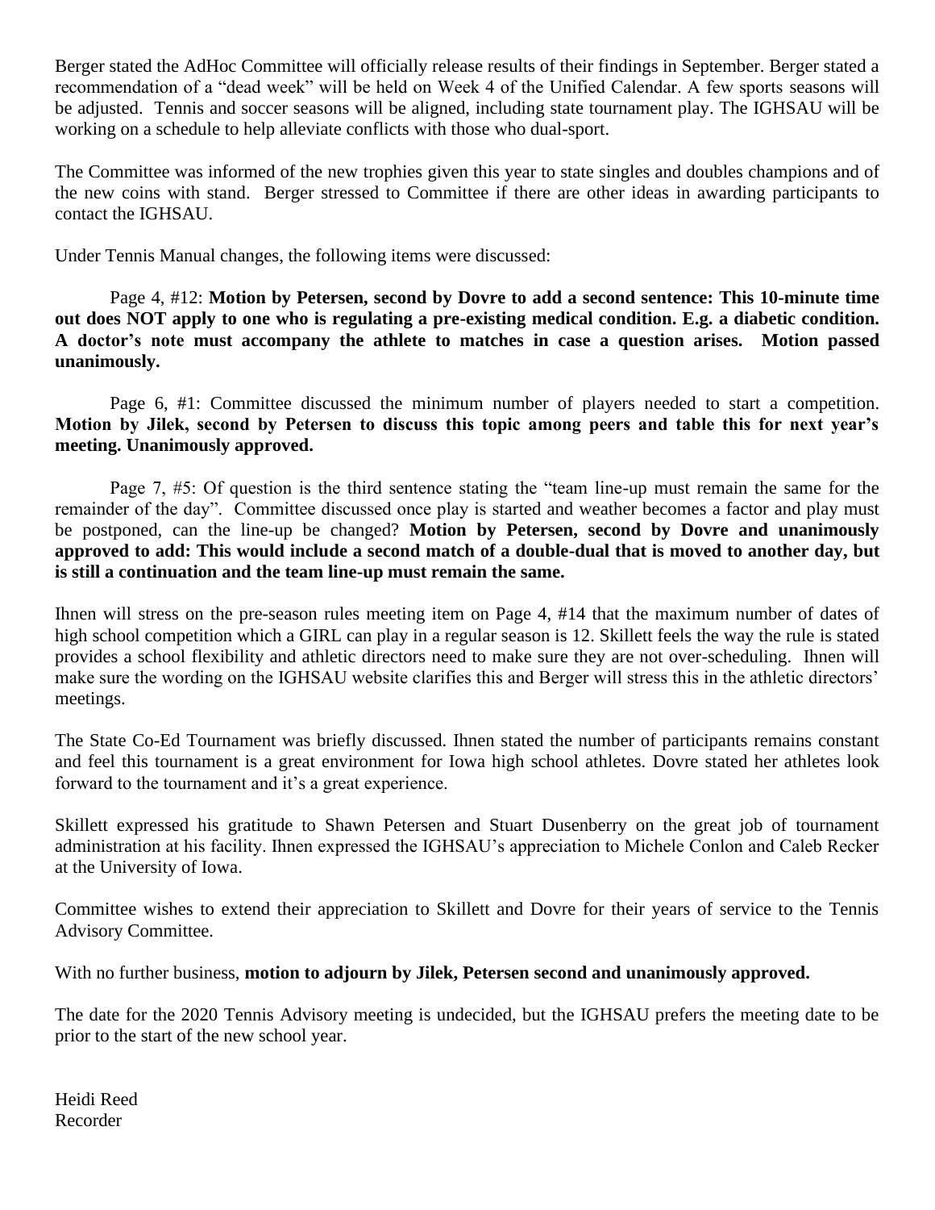Berger stated the AdHoc Committee will officially release results of their findings in September. Berger stated a recommendation of a "dead week" will be held on Week 4 of the Unified Calendar. A few sports seasons will be adjusted. Tennis and soccer seasons will be aligned, including state tournament play. The IGHSAU will be working on a schedule to help alleviate conflicts with those who dual-sport.

The Committee was informed of the new trophies given this year to state singles and doubles champions and of the new coins with stand. Berger stressed to Committee if there are other ideas in awarding participants to contact the IGHSAU.

Under Tennis Manual changes, the following items were discussed:

Page 4, #12: **Motion by Petersen, second by Dovre to add a second sentence: This 10-minute time out does NOT apply to one who is regulating a pre-existing medical condition. E.g. a diabetic condition. A doctor's note must accompany the athlete to matches in case a question arises. Motion passed unanimously.**

Page 6, #1: Committee discussed the minimum number of players needed to start a competition. **Motion by Jilek, second by Petersen to discuss this topic among peers and table this for next year's meeting. Unanimously approved.**

Page 7, #5: Of question is the third sentence stating the "team line-up must remain the same for the remainder of the day". Committee discussed once play is started and weather becomes a factor and play must be postponed, can the line-up be changed? **Motion by Petersen, second by Dovre and unanimously approved to add: This would include a second match of a double-dual that is moved to another day, but is still a continuation and the team line-up must remain the same.**

Ihnen will stress on the pre-season rules meeting item on Page 4, #14 that the maximum number of dates of high school competition which a GIRL can play in a regular season is 12. Skillett feels the way the rule is stated provides a school flexibility and athletic directors need to make sure they are not over-scheduling. Ihnen will make sure the wording on the IGHSAU website clarifies this and Berger will stress this in the athletic directors' meetings.

The State Co-Ed Tournament was briefly discussed. Ihnen stated the number of participants remains constant and feel this tournament is a great environment for Iowa high school athletes. Dovre stated her athletes look forward to the tournament and it's a great experience.

Skillett expressed his gratitude to Shawn Petersen and Stuart Dusenberry on the great job of tournament administration at his facility. Ihnen expressed the IGHSAU's appreciation to Michele Conlon and Caleb Recker at the University of Iowa.

Committee wishes to extend their appreciation to Skillett and Dovre for their years of service to the Tennis Advisory Committee.

With no further business, **motion to adjourn by Jilek, Petersen second and unanimously approved.**

The date for the 2020 Tennis Advisory meeting is undecided, but the IGHSAU prefers the meeting date to be prior to the start of the new school year.

Heidi Reed
Recorder